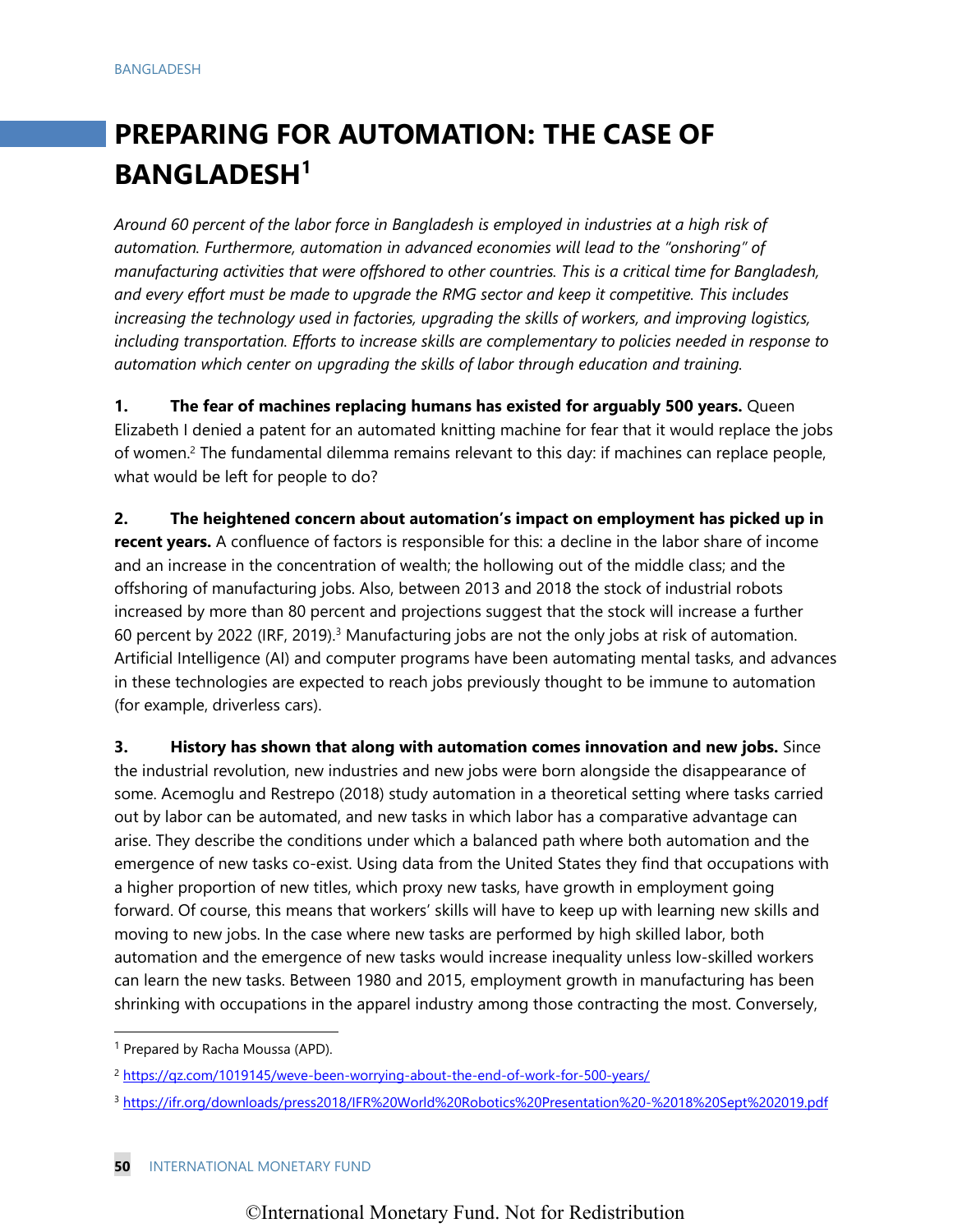# PREPARING FOR AUTOMATION: THE CASE OF BANGLADESH[1]

*Around 60 percent of the labor force in Bangladesh is employed in industries at a high risk of automation. Furthermore, automation in advanced economies will lead to the "onshoring" of manufacturing activities that were offshored to other countries. This is a critical time for Bangladesh, and every effort must be made to upgrade the RMG sector and keep it competitive. This includes increasing the technology used in factories, upgrading the skills of workers, and improving logistics, including transportation. Efforts to increase skills are complementary to policies needed in response to automation which center on upgrading the skills of labor through education and training.*

1. **The fear of machines replacing humans has existed for arguably 500 years.** Queen Elizabeth I denied a patent for an automated knitting machine for fear that it would replace the jobs of women.[2] The fundamental dilemma remains relevant to this day: if machines can replace people, what would be left for people to do?

2. **The heightened concern about automation's impact on employment has picked up in recent years.** A confluence of factors is responsible for this: a decline in the labor share of income and an increase in the concentration of wealth; the hollowing out of the middle class; and the offshoring of manufacturing jobs. Also, between 2013 and 2018 the stock of industrial robots increased by more than 80 percent and projections suggest that the stock will increase a further 60 percent by 2022 (IRF, 2019).[3] Manufacturing jobs are not the only jobs at risk of automation. Artificial Intelligence (AI) and computer programs have been automating mental tasks, and advances in these technologies are expected to reach jobs previously thought to be immune to automation (for example, driverless cars).

3. **History has shown that along with automation comes innovation and new jobs.** Since the industrial revolution, new industries and new jobs were born alongside the disappearance of some. Acemoglu and Restrepo (2018) study automation in a theoretical setting where tasks carried out by labor can be automated, and new tasks in which labor has a comparative advantage can arise. They describe the conditions under which a balanced path where both automation and the emergence of new tasks co-exist. Using data from the United States they find that occupations with a higher proportion of new titles, which proxy new tasks, have growth in employment going forward. Of course, this means that workers' skills will have to keep up with learning new skills and moving to new jobs. In the case where new tasks are performed by high skilled labor, both automation and the emergence of new tasks would increase inequality unless low-skilled workers can learn the new tasks. Between 1980 and 2015, employment growth in manufacturing has been shrinking with occupations in the apparel industry among those contracting the most. Conversely,

---

[1] Prepared by Racha Moussa (APD).

[2] https://qz.com/1019145/weve-been-worrying-about-the-end-of-work-for-500-years/

[3] https://ifr.org/downloads/press2018/IFR%20World%20Robotics%20Presentation%20-%2018%20Sept%202019.pdf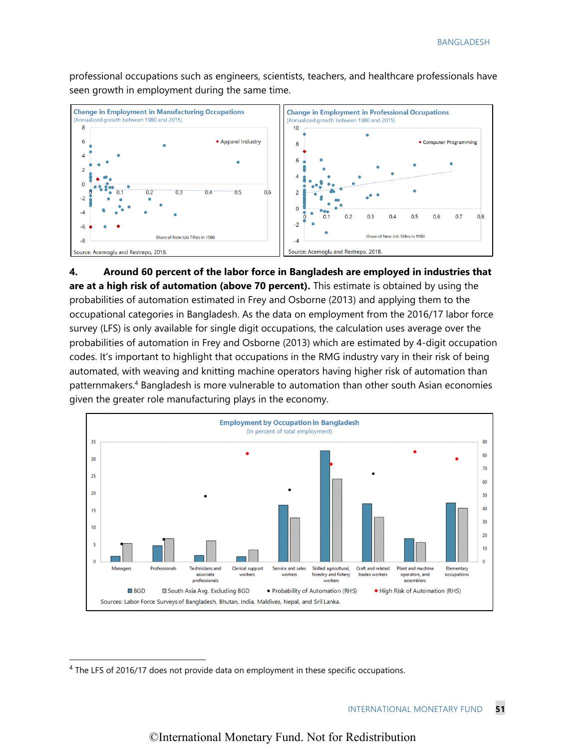professional occupations such as engineers, scientists, teachers, and healthcare professionals have seen growth in employment during the same time.

**Change in Employment in Manufacturing Occupations**
(Annualized growth between 1980 and 2015)

Source: Acemoglu and Restrepo, 2018.

**Change in Employment in Professional Occupations**
(Annualized growth between 1980 and 2015)

Source: Acemoglu and Restrepo, 2018.

**4. Around 60 percent of the labor force in Bangladesh are employed in industries that are at a high risk of automation (above 70 percent).** This estimate is obtained by using the probabilities of automation estimated in Frey and Osborne (2013) and applying them to the occupational categories in Bangladesh. As the data on employment from the 2016/17 labor force survey (LFS) is only available for single digit occupations, the calculation uses average over the probabilities of automation in Frey and Osborne (2013) which are estimated by 4-digit occupation codes. It's important to highlight that occupations in the RMG industry vary in their risk of being automated, with weaving and knitting machine operators having higher risk of automation than patternmakers.[4] Bangladesh is more vulnerable to automation than other south Asian economies given the greater role manufacturing plays in the economy.

**Employment by Occupation in Bangladesh**
(In percent of total employment)

Sources: Labor Force Surveys of Bangladesh, Bhutan, India, Maldives, Nepal, and Sril Lanka.

[4] The LFS of 2016/17 does not provide data on employment in these specific occupations.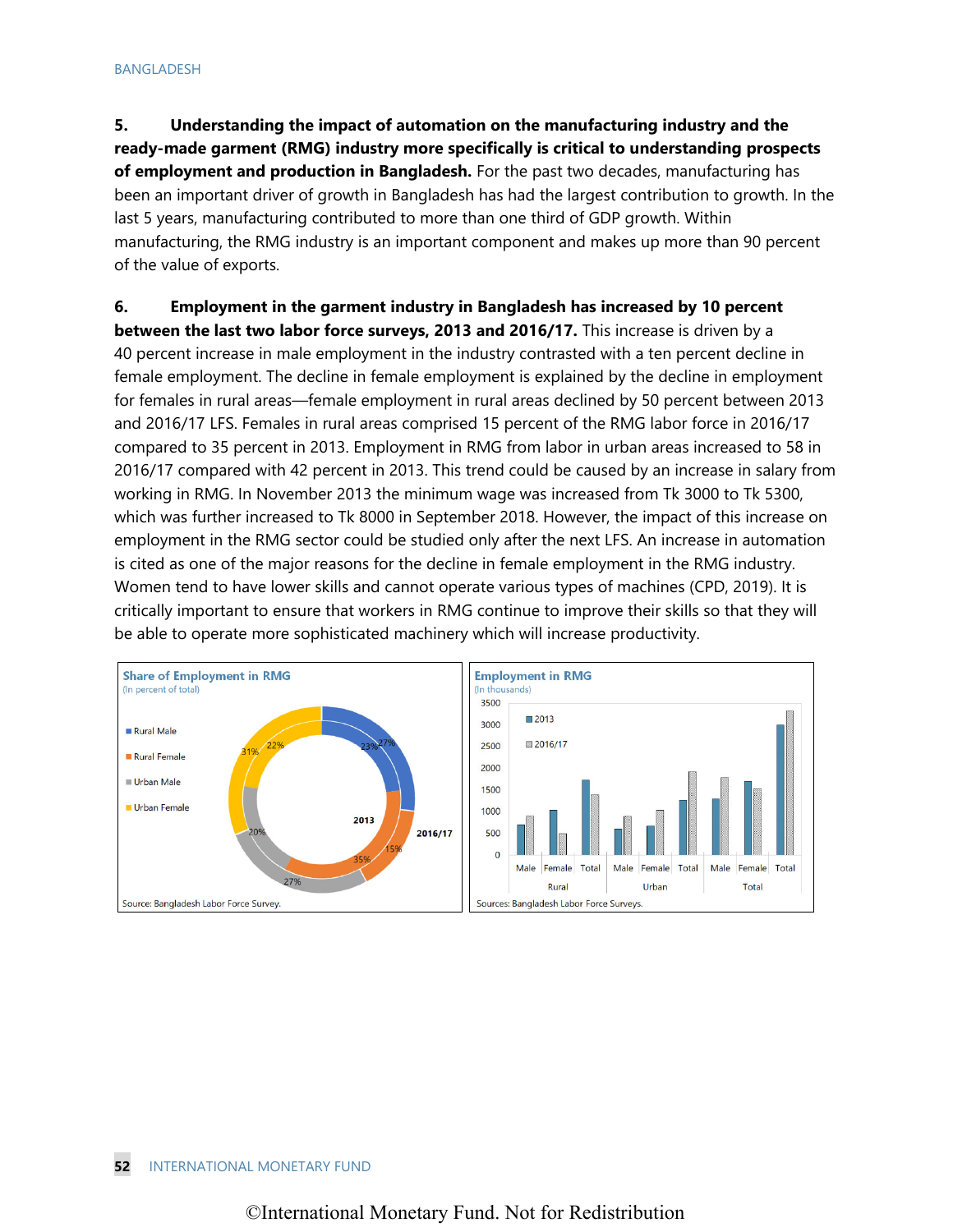**5. Understanding the impact of automation on the manufacturing industry and the ready-made garment (RMG) industry more specifically is critical to understanding prospects of employment and production in Bangladesh.** For the past two decades, manufacturing has been an important driver of growth in Bangladesh has had the largest contribution to growth. In the last 5 years, manufacturing contributed to more than one third of GDP growth. Within manufacturing, the RMG industry is an important component and makes up more than 90 percent of the value of exports.

**6. Employment in the garment industry in Bangladesh has increased by 10 percent between the last two labor force surveys, 2013 and 2016/17.** This increase is driven by a 40 percent increase in male employment in the industry contrasted with a ten percent decline in female employment. The decline in female employment is explained by the decline in employment for females in rural areas—female employment in rural areas declined by 50 percent between 2013 and 2016/17 LFS. Females in rural areas comprised 15 percent of the RMG labor force in 2016/17 compared to 35 percent in 2013. Employment in RMG from labor in urban areas increased to 58 in 2016/17 compared with 42 percent in 2013. This trend could be caused by an increase in salary from working in RMG. In November 2013 the minimum wage was increased from Tk 3000 to Tk 5300, which was further increased to Tk 8000 in September 2018. However, the impact of this increase on employment in the RMG sector could be studied only after the next LFS. An increase in automation is cited as one of the major reasons for the decline in female employment in the RMG industry. Women tend to have lower skills and cannot operate various types of machines (CPD, 2019). It is critically important to ensure that workers in RMG continue to improve their skills so that they will be able to operate more sophisticated machinery which will increase productivity.

**Share of Employment in RMG**
(In percent of total)

| | 2013 | 2016/17 |
|---|---|---|
| Rural Male | 23% | 27% |
| Rural Female | 35% | 15% |
| Urban Male | 20% | 27% |
| Urban Female | 22% | 31% |

Source: Bangladesh Labor Force Survey.

**Employment in RMG**
(In thousands)

Legend: 2013; 2016/17

Categories: Rural (Male, Female, Total); Urban (Male, Female, Total); Total (Male, Female, Total)

Sources: Bangladesh Labor Force Surveys.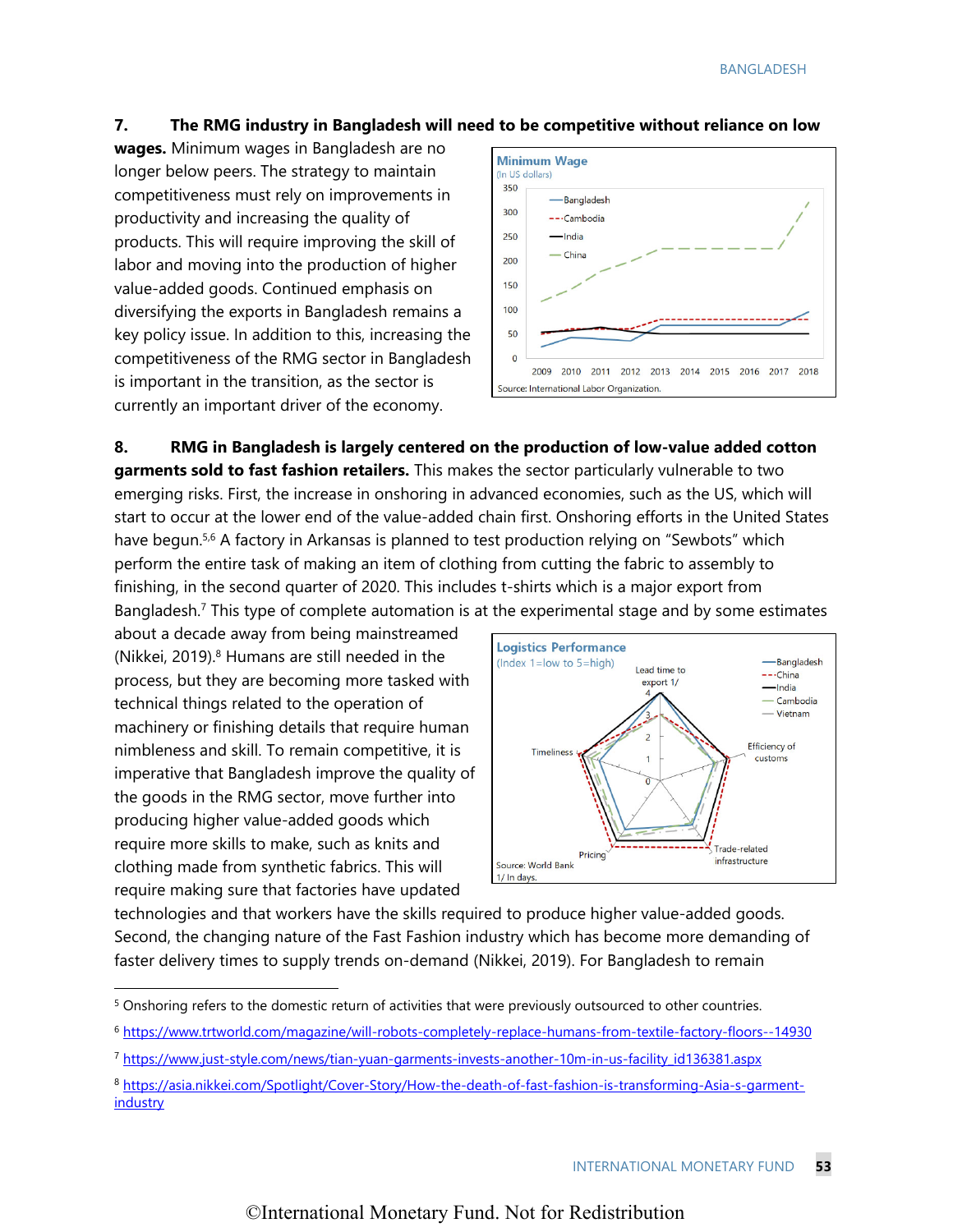7. **The RMG industry in Bangladesh will need to be competitive without reliance on low wages.** Minimum wages in Bangladesh are no longer below peers. The strategy to maintain competitiveness must rely on improvements in productivity and increasing the quality of products. This will require improving the skill of labor and moving into the production of higher value-added goods. Continued emphasis on diversifying the exports in Bangladesh remains a key policy issue. In addition to this, increasing the competitiveness of the RMG sector in Bangladesh is important in the transition, as the sector is currently an important driver of the economy.

8. **RMG in Bangladesh is largely centered on the production of low-value added cotton garments sold to fast fashion retailers.** This makes the sector particularly vulnerable to two emerging risks. First, the increase in onshoring in advanced economies, such as the US, which will start to occur at the lower end of the value-added chain first. Onshoring efforts in the United States have begun.[5,6] A factory in Arkansas is planned to test production relying on "Sewbots" which perform the entire task of making an item of clothing from cutting the fabric to assembly to finishing, in the second quarter of 2020. This includes t-shirts which is a major export from Bangladesh.[7] This type of complete automation is at the experimental stage and by some estimates about a decade away from being mainstreamed (Nikkei, 2019).[8] Humans are still needed in the process, but they are becoming more tasked with technical things related to the operation of machinery or finishing details that require human nimbleness and skill. To remain competitive, it is imperative that Bangladesh improve the quality of the goods in the RMG sector, move further into producing higher value-added goods which require more skills to make, such as knits and clothing made from synthetic fabrics. This will require making sure that factories have updated technologies and that workers have the skills required to produce higher value-added goods. Second, the changing nature of the Fast Fashion industry which has become more demanding of faster delivery times to supply trends on-demand (Nikkei, 2019). For Bangladesh to remain

[5] Onshoring refers to the domestic return of activities that were previously outsourced to other countries.

[6] https://www.trtworld.com/magazine/will-robots-completely-replace-humans-from-textile-factory-floors--14930

[7] https://www.just-style.com/news/tian-yuan-garments-invests-another-10m-in-us-facility_id136381.aspx

[8] https://asia.nikkei.com/Spotlight/Cover-Story/How-the-death-of-fast-fashion-is-transforming-Asia-s-garment-industry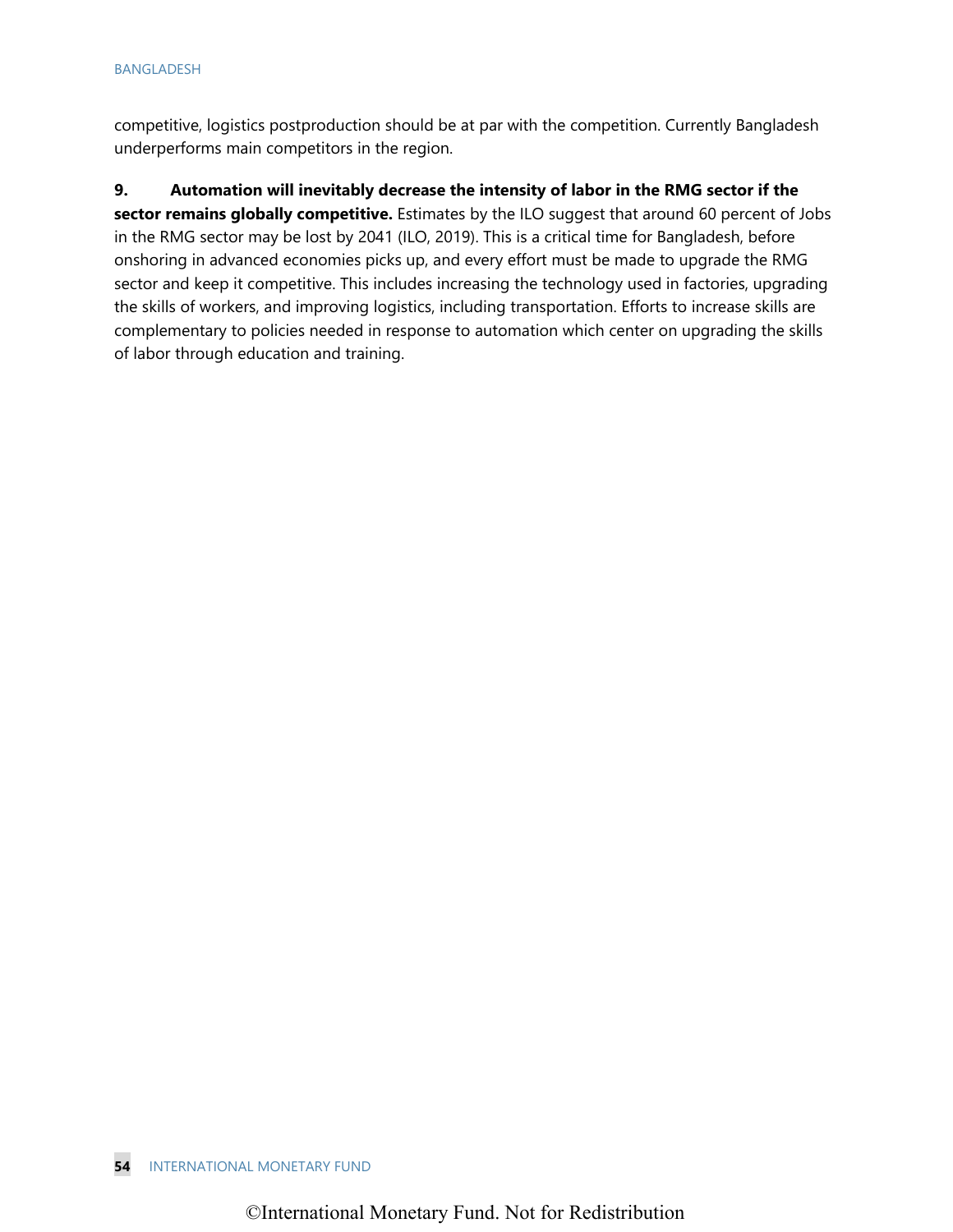competitive, logistics postproduction should be at par with the competition. Currently Bangladesh underperforms main competitors in the region.

9. **Automation will inevitably decrease the intensity of labor in the RMG sector if the sector remains globally competitive.** Estimates by the ILO suggest that around 60 percent of Jobs in the RMG sector may be lost by 2041 (ILO, 2019). This is a critical time for Bangladesh, before onshoring in advanced economies picks up, and every effort must be made to upgrade the RMG sector and keep it competitive. This includes increasing the technology used in factories, upgrading the skills of workers, and improving logistics, including transportation. Efforts to increase skills are complementary to policies needed in response to automation which center on upgrading the skills of labor through education and training.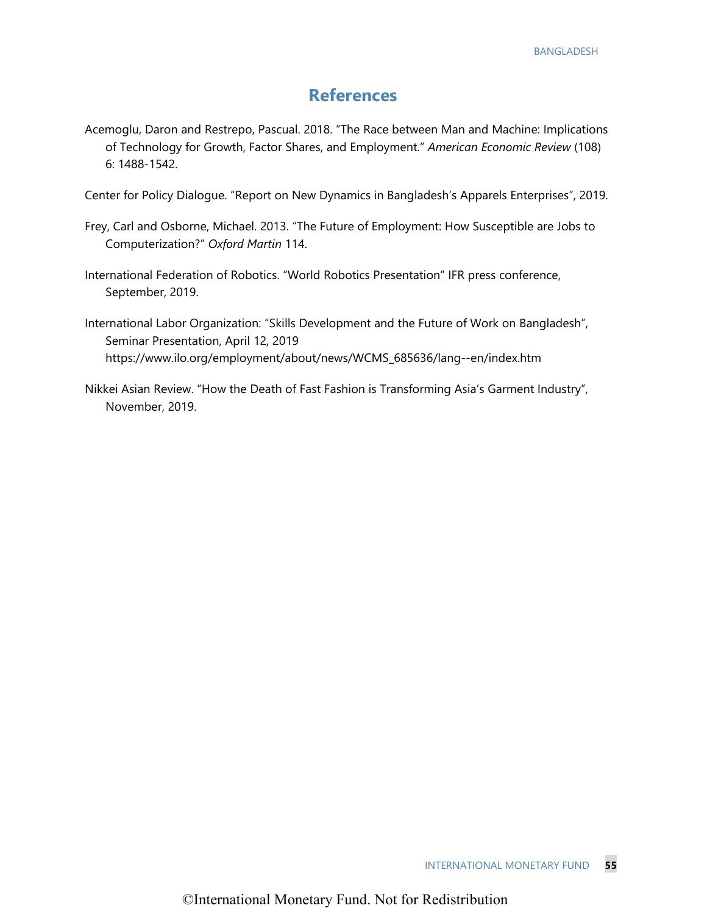# References

Acemoglu, Daron and Restrepo, Pascual. 2018. "The Race between Man and Machine: Implications of Technology for Growth, Factor Shares, and Employment." *American Economic Review* (108) 6: 1488-1542.

Center for Policy Dialogue. "Report on New Dynamics in Bangladesh's Apparels Enterprises", 2019.

Frey, Carl and Osborne, Michael. 2013. "The Future of Employment: How Susceptible are Jobs to Computerization?" *Oxford Martin* 114.

International Federation of Robotics. "World Robotics Presentation" IFR press conference, September, 2019.

International Labor Organization: "Skills Development and the Future of Work on Bangladesh", Seminar Presentation, April 12, 2019 https://www.ilo.org/employment/about/news/WCMS_685636/lang--en/index.htm

Nikkei Asian Review. "How the Death of Fast Fashion is Transforming Asia's Garment Industry", November, 2019.

©International Monetary Fund. Not for Redistribution